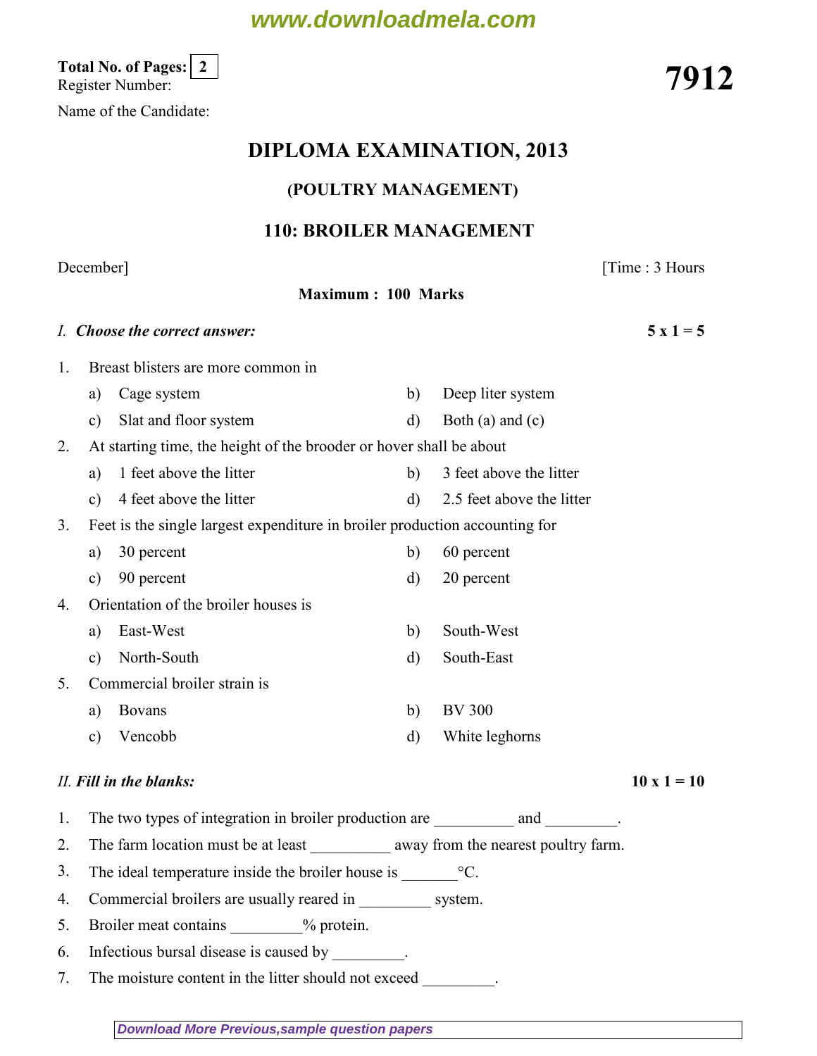**Total No. of Pages: 2**

Register Number:

Name of the Candidate:

**7912**

# DIPLOMA EXAMINATION, 2013

## (POULTRY MANAGEMENT)

## 110: BROILER MANAGEMENT

December] [Time : 3 Hours

**Maximum : 100 Marks**

*I.* ***Choose the correct answer:*** **5 x 1 = 5**

1. Breast blisters are more common in
   - a) Cage system
   - b) Deep liter system
   - c) Slat and floor system
   - d) Both (a) and (c)
2. At starting time, the height of the brooder or hover shall be about
   - a) 1 feet above the litter
   - b) 3 feet above the litter
   - c) 4 feet above the litter
   - d) 2.5 feet above the litter
3. Feet is the single largest expenditure in broiler production accounting for
   - a) 30 percent
   - b) 60 percent
   - c) 90 percent
   - d) 20 percent
4. Orientation of the broiler houses is
   - a) East-West
   - b) South-West
   - c) North-South
   - d) South-East
5. Commercial broiler strain is
   - a) Bovans
   - b) BV 300
   - c) Vencobb
   - d) White leghorns

*II.* ***Fill in the blanks:*** **10 x 1 = 10**

1. The two types of integration in broiler production are __________ and _________.
2. The farm location must be at least __________ away from the nearest poultry farm.
3. The ideal temperature inside the broiler house is _______°C.
4. Commercial broilers are usually reared in _________ system.
5. Broiler meat contains _________% protein.
6. Infectious bursal disease is caused by _________.
7. The moisture content in the litter should not exceed _________.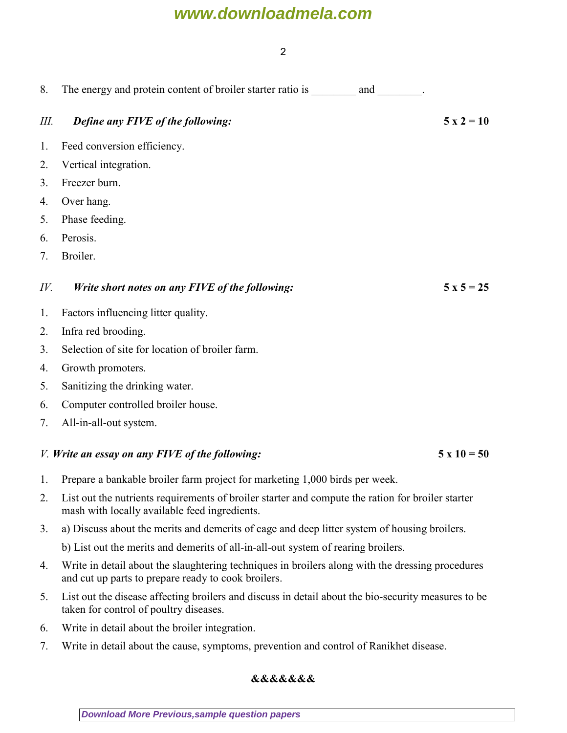8. The energy and protein content of broiler starter ratio is ________ and ________.

*III.* ***Define any FIVE of the following:*** **5 x 2 = 10**

1. Feed conversion efficiency.
2. Vertical integration.
3. Freezer burn.
4. Over hang.
5. Phase feeding.
6. Perosis.
7. Broiler.

*IV.* ***Write short notes on any FIVE of the following:*** **5 x 5 = 25**

1. Factors influencing litter quality.
2. Infra red brooding.
3. Selection of site for location of broiler farm.
4. Growth promoters.
5. Sanitizing the drinking water.
6. Computer controlled broiler house.
7. All-in-all-out system.

*V.* ***Write an essay on any FIVE of the following:*** **5 x 10 = 50**

1. Prepare a bankable broiler farm project for marketing 1,000 birds per week.
2. List out the nutrients requirements of broiler starter and compute the ration for broiler starter mash with locally available feed ingredients.
3. a) Discuss about the merits and demerits of cage and deep litter system of housing broilers.

   b) List out the merits and demerits of all-in-all-out system of rearing broilers.
4. Write in detail about the slaughtering techniques in broilers along with the dressing procedures and cut up parts to prepare ready to cook broilers.
5. List out the disease affecting broilers and discuss in detail about the bio-security measures to be taken for control of poultry diseases.
6. Write in detail about the broiler integration.
7. Write in detail about the cause, symptoms, prevention and control of Ranikhet disease.

**&&&&&&&**